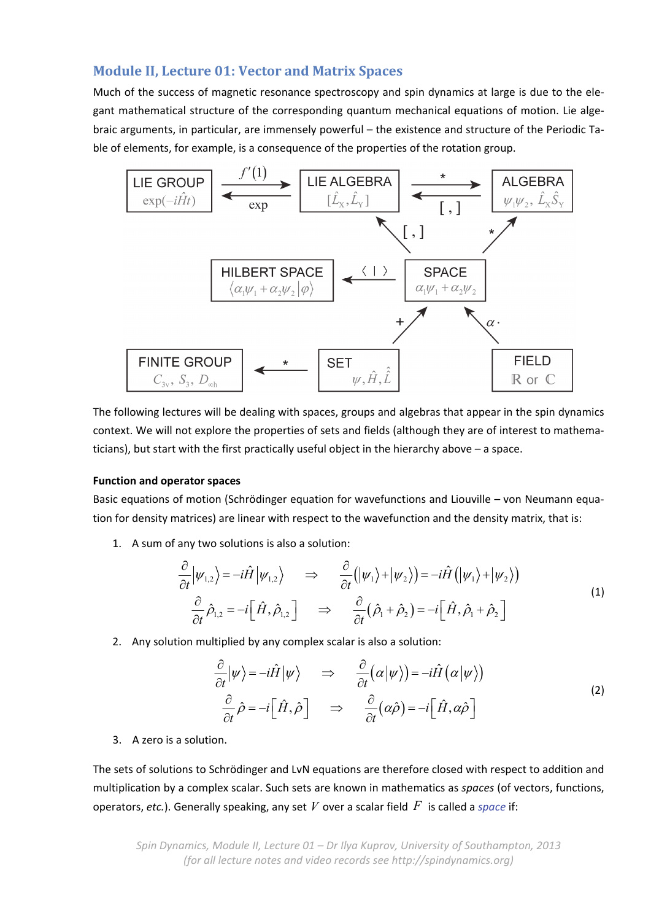## Module II, Lecture 01: Vector and Matrix Spaces

Much of the success of magnetic resonance spectroscopy and spin dynamics at large is due to the elegant mathematical structure of the corresponding quantum mechanical equations of motion. Lie algebraic arguments, in particular, are immensely powerful – the existence and structure of the Periodic Table of elements, for example, is a consequence of the properties of the rotation group.

The following lectures will be dealing with spaces, groups and algebras that appear in the spin dynamics context. We will not explore the properties of sets and fields (although they are of interest to mathematicians), but start with the first practically useful object in the hierarchy above – a space.

**Function and operator spaces**

Basic equations of motion (Schrödinger equation for wavefunctions and Liouville – von Neumann equation for density matrices) are linear with respect to the wavefunction and the density matrix, that is:

1. A sum of any two solutions is also a solution:

$$\begin{aligned} \frac{\partial}{\partial t}\left|\psi_{1,2}\right\rangle = -i\hat{H}\left|\psi_{1,2}\right\rangle \quad &\Rightarrow \quad \frac{\partial}{\partial t}\left(\left|\psi_1\right\rangle + \left|\psi_2\right\rangle\right) = -i\hat{H}\left(\left|\psi_1\right\rangle + \left|\psi_2\right\rangle\right) \\ \frac{\partial}{\partial t}\hat{\rho}_{1,2} = -i\left[\hat{H},\hat{\rho}_{1,2}\right] \quad &\Rightarrow \quad \frac{\partial}{\partial t}\left(\hat{\rho}_1 + \hat{\rho}_2\right) = -i\left[\hat{H},\hat{\rho}_1 + \hat{\rho}_2\right] \end{aligned} \tag{1}$$

2. Any solution multiplied by any complex scalar is also a solution:

$$\begin{aligned} \frac{\partial}{\partial t}\left|\psi\right\rangle = -i\hat{H}\left|\psi\right\rangle \quad &\Rightarrow \quad \frac{\partial}{\partial t}\left(\alpha\left|\psi\right\rangle\right) = -i\hat{H}\left(\alpha\left|\psi\right\rangle\right) \\ \frac{\partial}{\partial t}\hat{\rho} = -i\left[\hat{H},\hat{\rho}\right] \quad &\Rightarrow \quad \frac{\partial}{\partial t}\left(\alpha\hat{\rho}\right) = -i\left[\hat{H},\alpha\hat{\rho}\right] \end{aligned} \tag{2}$$

3. A zero is a solution.

The sets of solutions to Schrödinger and LvN equations are therefore closed with respect to addition and multiplication by a complex scalar. Such sets are known in mathematics as *spaces* (of vectors, functions, operators, *etc.*). Generally speaking, any set $V$ over a scalar field $F$ is called a *space* if: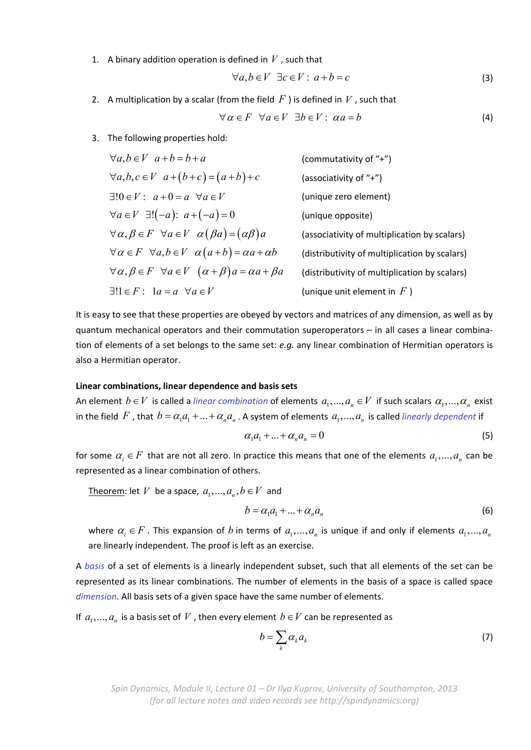1. A binary addition operation is defined in $V$, such that

$$\forall a,b \in V \;\; \exists c \in V:\; a+b=c \tag{3}$$

2. A multiplication by a scalar (from the field $F$) is defined in $V$, such that

$$\forall \alpha \in F \;\; \forall a \in V \;\; \exists b \in V:\; \alpha a = b \tag{4}$$

3. The following properties hold:

| | |
|---|---|
| $\forall a,b \in V \;\; a+b=b+a$ | (commutativity of "+") |
| $\forall a,b,c \in V \;\; a+(b+c)=(a+b)+c$ | (associativity of "+") |
| $\exists! 0 \in V:\;\; a+0=a \;\; \forall a \in V$ | (unique zero element) |
| $\forall a \in V \;\; \exists!(-a):\; a+(-a)=0$ | (unique opposite) |
| $\forall \alpha,\beta \in F \;\; \forall a \in V \;\; \alpha(\beta a)=(\alpha\beta)a$ | (associativity of multiplication by scalars) |
| $\forall \alpha \in F \;\; \forall a,b \in V \;\; \alpha(a+b)=\alpha a+\alpha b$ | (distributivity of multiplication by scalars) |
| $\forall \alpha,\beta \in F \;\; \forall a \in V \;\; (\alpha+\beta)a=\alpha a+\beta a$ | (distributivity of multiplication by scalars) |
| $\exists! 1 \in F:\;\; 1a=a \;\; \forall a \in V$ | (unique unit element in $F$) |

It is easy to see that these properties are obeyed by vectors and matrices of any dimension, as well as by quantum mechanical operators and their commutation superoperators – in all cases a linear combination of elements of a set belongs to the same set: *e.g.* any linear combination of Hermitian operators is also a Hermitian operator.

**Linear combinations, linear dependence and basis sets**

An element $b \in V$ is called a *linear combination* of elements $a_1,...,a_n \in V$ if such scalars $\alpha_1,...,\alpha_n$ exist in the field $F$, that $b=\alpha_1 a_1+...+\alpha_n a_n$. A system of elements $a_1,...,a_n$ is called *linearly dependent* if

$$\alpha_1 a_1+...+\alpha_n a_n=0 \tag{5}$$

for some $\alpha_i \in F$ that are not all zero. In practice this means that one of the elements $a_1,...,a_n$ can be represented as a linear combination of others.

Theorem: let $V$ be a space, $a_1,...,a_n,b \in V$ and

$$b=\alpha_1 a_1+...+\alpha_n a_n \tag{6}$$

where $\alpha_i \in F$. This expansion of $b$ in terms of $a_1,...,a_n$ is unique if and only if elements $a_1,...,a_n$ are linearly independent. The proof is left as an exercise.

A *basis* of a set of elements is a linearly independent subset, such that all elements of the set can be represented as its linear combinations. The number of elements in the basis of a space is called space *dimension*. All basis sets of a given space have the same number of elements.

If $a_1,...,a_n$ is a basis set of $V$, then every element $b \in V$ can be represented as

$$b=\sum_k \alpha_k a_k \tag{7}$$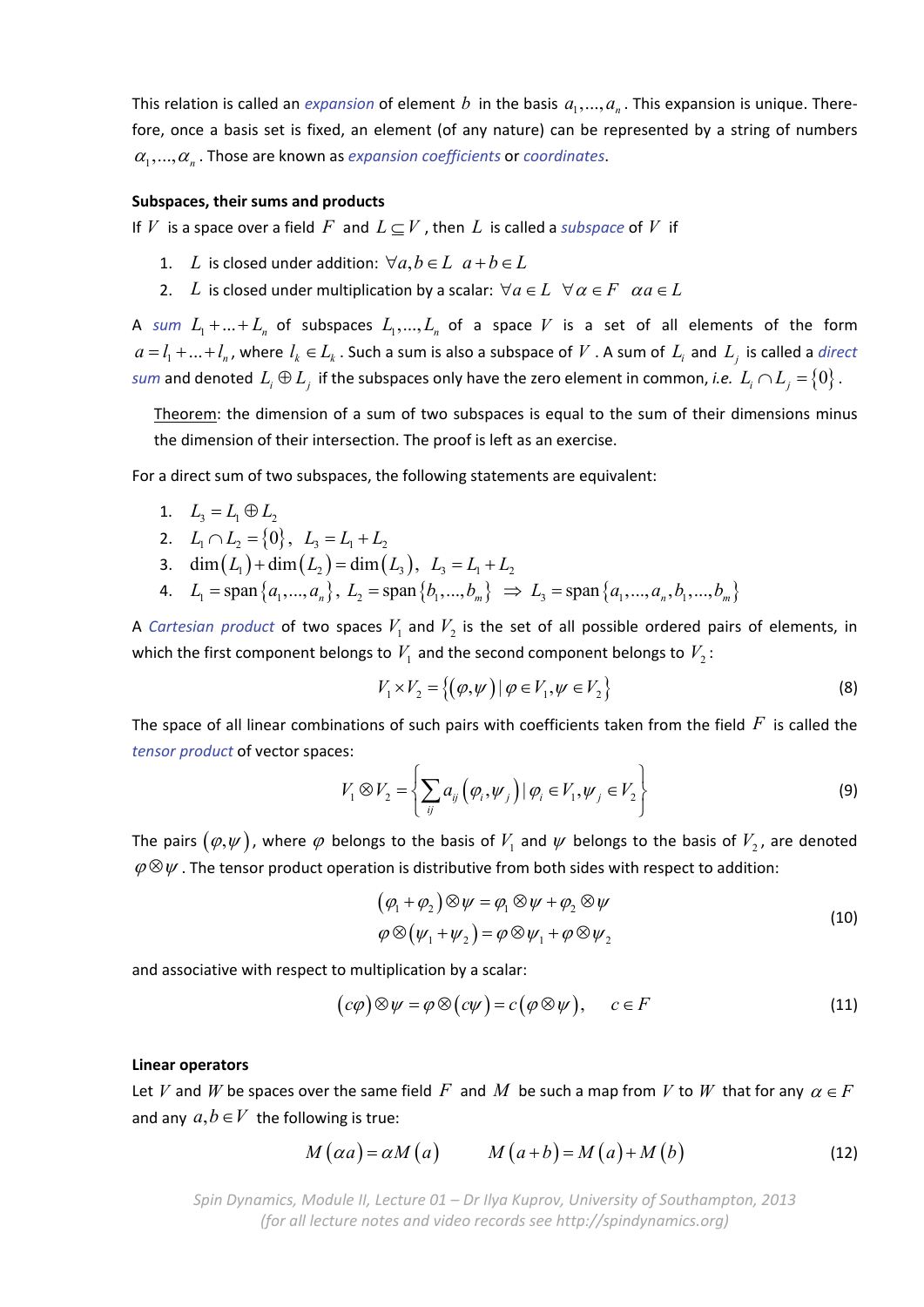This relation is called an *expansion* of element $b$ in the basis $a_1,...,a_n$. This expansion is unique. Therefore, once a basis set is fixed, an element (of any nature) can be represented by a string of numbers $\alpha_1,...,\alpha_n$. Those are known as *expansion coefficients* or *coordinates*.

**Subspaces, their sums and products**

If $V$ is a space over a field $F$ and $L \subseteq V$, then $L$ is called a *subspace* of $V$ if

1. $L$ is closed under addition: $\forall a,b \in L \;\; a+b \in L$
2. $L$ is closed under multiplication by a scalar: $\forall a \in L \;\; \forall \alpha \in F \;\; \alpha a \in L$

A *sum* $L_1 + ... + L_n$ of subspaces $L_1,...,L_n$ of a space $V$ is a set of all elements of the form $a = l_1 + ... + l_n$, where $l_k \in L_k$. Such a sum is also a subspace of $V$. A sum of $L_i$ and $L_j$ is called a *direct sum* and denoted $L_i \oplus L_j$ if the subspaces only have the zero element in common, *i.e.* $L_i \cap L_j = \{0\}$.

> Theorem: the dimension of a sum of two subspaces is equal to the sum of their dimensions minus the dimension of their intersection. The proof is left as an exercise.

For a direct sum of two subspaces, the following statements are equivalent:

1. $L_3 = L_1 \oplus L_2$
2. $L_1 \cap L_2 = \{0\}, \;\; L_3 = L_1 + L_2$
3. $\dim(L_1) + \dim(L_2) = \dim(L_3), \;\; L_3 = L_1 + L_2$
4. $L_1 = \operatorname{span}\{a_1,...,a_n\}, \; L_2 = \operatorname{span}\{b_1,...,b_m\} \;\Rightarrow\; L_3 = \operatorname{span}\{a_1,...,a_n,b_1,...,b_m\}$

A *Cartesian product* of two spaces $V_1$ and $V_2$ is the set of all possible ordered pairs of elements, in which the first component belongs to $V_1$ and the second component belongs to $V_2$:

$$V_1 \times V_2 = \{(\varphi,\psi) \,|\, \varphi \in V_1, \psi \in V_2\} \tag{8}$$

The space of all linear combinations of such pairs with coefficients taken from the field $F$ is called the *tensor product* of vector spaces:

$$V_1 \otimes V_2 = \left\{ \sum_{ij} a_{ij} (\varphi_i,\psi_j) \,|\, \varphi_i \in V_1, \psi_j \in V_2 \right\} \tag{9}$$

The pairs $(\varphi,\psi)$, where $\varphi$ belongs to the basis of $V_1$ and $\psi$ belongs to the basis of $V_2$, are denoted $\varphi \otimes \psi$. The tensor product operation is distributive from both sides with respect to addition:

$$\begin{aligned}(\varphi_1+\varphi_2)\otimes\psi &= \varphi_1\otimes\psi + \varphi_2\otimes\psi \\ \varphi\otimes(\psi_1+\psi_2) &= \varphi\otimes\psi_1 + \varphi\otimes\psi_2\end{aligned} \tag{10}$$

and associative with respect to multiplication by a scalar:

$$(c\varphi)\otimes\psi = \varphi\otimes(c\psi) = c(\varphi\otimes\psi), \qquad c \in F \tag{11}$$

**Linear operators**

Let $V$ and $W$ be spaces over the same field $F$ and $M$ be such a map from $V$ to $W$ that for any $\alpha \in F$ and any $a,b \in V$ the following is true:

$$M(\alpha a) = \alpha M(a) \qquad M(a+b) = M(a) + M(b) \tag{12}$$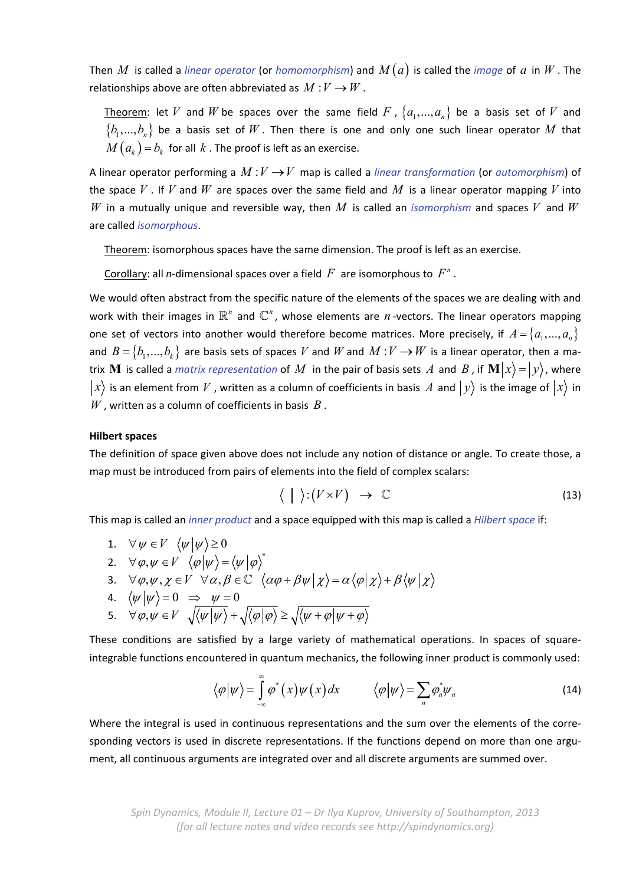Then $M$ is called a *linear operator* (or *homomorphism*) and $M(a)$ is called the *image* of $a$ in $W$. The relationships above are often abbreviated as $M: V \to W$.

Theorem: let $V$ and $W$ be spaces over the same field $F$, $\{a_1,...,a_n\}$ be a basis set of $V$ and $\{b_1,...,b_n\}$ be a basis set of $W$. Then there is one and only one such linear operator $M$ that $M(a_k) = b_k$ for all $k$. The proof is left as an exercise.

A linear operator performing a $M: V \to V$ map is called a *linear transformation* (or *automorphism*) of the space $V$. If $V$ and $W$ are spaces over the same field and $M$ is a linear operator mapping $V$ into $W$ in a mutually unique and reversible way, then $M$ is called an *isomorphism* and spaces $V$ and $W$ are called *isomorphous*.

Theorem: isomorphous spaces have the same dimension. The proof is left as an exercise.

Corollary: all *n*-dimensional spaces over a field $F$ are isomorphous to $F^n$.

We would often abstract from the specific nature of the elements of the spaces we are dealing with and work with their images in $\mathbb{R}^n$ and $\mathbb{C}^n$, whose elements are $n$-vectors. The linear operators mapping one set of vectors into another would therefore become matrices. More precisely, if $A = \{a_1,...,a_n\}$ and $B = \{b_1,...,b_k\}$ are basis sets of spaces $V$ and $W$ and $M: V \to W$ is a linear operator, then a matrix $\mathbf{M}$ is called a *matrix representation* of $M$ in the pair of basis sets $A$ and $B$, if $\mathbf{M}|x\rangle = |y\rangle$, where $|x\rangle$ is an element from $V$, written as a column of coefficients in basis $A$ and $|y\rangle$ is the image of $|x\rangle$ in $W$, written as a column of coefficients in basis $B$.

**Hilbert spaces**

The definition of space given above does not include any notion of distance or angle. To create those, a map must be introduced from pairs of elements into the field of complex scalars:

$$\langle \ | \ \rangle : (V \times V) \ \to \ \mathbb{C} \tag{13}$$

This map is called an *inner product* and a space equipped with this map is called a *Hilbert space* if:

1. $\forall \psi \in V \ \ \langle \psi | \psi \rangle \geq 0$
2. $\forall \varphi, \psi \in V \ \ \langle \varphi | \psi \rangle = \langle \psi | \varphi \rangle^*$
3. $\forall \varphi, \psi, \chi \in V \ \ \forall \alpha, \beta \in \mathbb{C} \ \ \langle \alpha\varphi + \beta\psi | \chi \rangle = \alpha \langle \varphi | \chi \rangle + \beta \langle \psi | \chi \rangle$
4. $\langle \psi | \psi \rangle = 0 \ \Rightarrow \ \psi = 0$
5. $\forall \varphi, \psi \in V \ \ \sqrt{\langle \psi | \psi \rangle} + \sqrt{\langle \varphi | \varphi \rangle} \geq \sqrt{\langle \psi + \varphi | \psi + \varphi \rangle}$

These conditions are satisfied by a large variety of mathematical operations. In spaces of square-integrable functions encountered in quantum mechanics, the following inner product is commonly used:

$$\langle \varphi | \psi \rangle = \int_{-\infty}^{\infty} \varphi^*(x) \psi(x) \, dx \qquad \langle \varphi | \psi \rangle = \sum_n \varphi_n^* \psi_n \tag{14}$$

Where the integral is used in continuous representations and the sum over the elements of the corresponding vectors is used in discrete representations. If the functions depend on more than one argument, all continuous arguments are integrated over and all discrete arguments are summed over.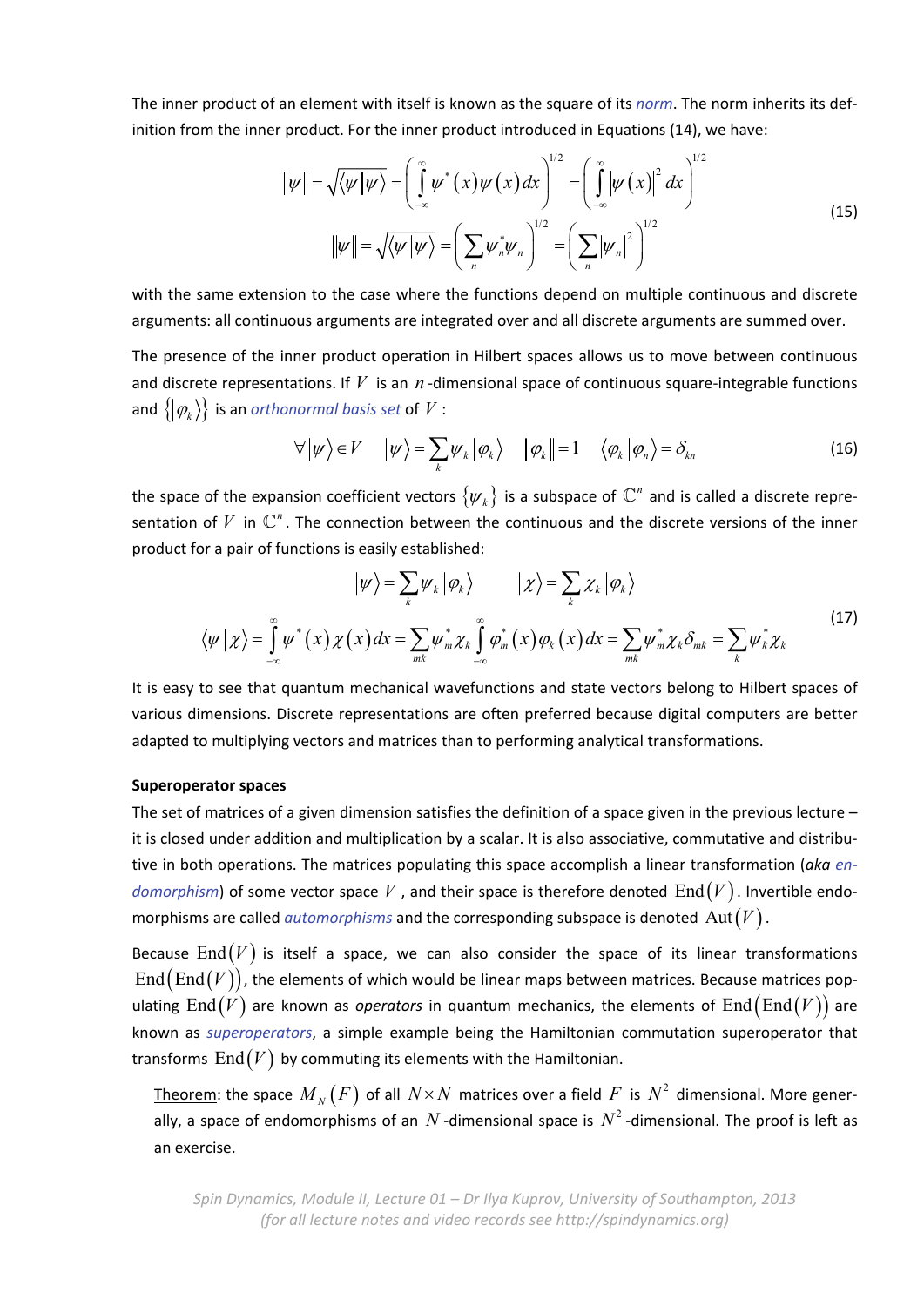The inner product of an element with itself is known as the square of its *norm*. The norm inherits its definition from the inner product. For the inner product introduced in Equations (14), we have:

$$
\begin{gathered}
\|\psi\| = \sqrt{\langle\psi|\psi\rangle} = \left(\int_{-\infty}^{\infty} \psi^*(x)\psi(x)\,dx\right)^{1/2} = \left(\int_{-\infty}^{\infty} |\psi(x)|^2\,dx\right)^{1/2} \\
\|\psi\| = \sqrt{\langle\psi|\psi\rangle} = \left(\sum_n \psi_n^*\psi_n\right)^{1/2} = \left(\sum_n |\psi_n|^2\right)^{1/2}
\end{gathered}
\tag{15}
$$

with the same extension to the case where the functions depend on multiple continuous and discrete arguments: all continuous arguments are integrated over and all discrete arguments are summed over.

The presence of the inner product operation in Hilbert spaces allows us to move between continuous and discrete representations. If $V$ is an $n$-dimensional space of continuous square-integrable functions and $\{|\varphi_k\rangle\}$ is an *orthonormal basis set* of $V$:

$$
\forall|\psi\rangle \in V \quad |\psi\rangle = \sum_k \psi_k |\varphi_k\rangle \quad \|\varphi_k\| = 1 \quad \langle\varphi_k|\varphi_n\rangle = \delta_{kn}
\tag{16}
$$

the space of the expansion coefficient vectors $\{\psi_k\}$ is a subspace of $\mathbb{C}^n$ and is called a discrete representation of $V$ in $\mathbb{C}^n$. The connection between the continuous and the discrete versions of the inner product for a pair of functions is easily established:

$$
\begin{gathered}
|\psi\rangle = \sum_k \psi_k |\varphi_k\rangle \qquad |\chi\rangle = \sum_k \chi_k |\varphi_k\rangle \\
\langle\psi|\chi\rangle = \int_{-\infty}^{\infty} \psi^*(x)\chi(x)\,dx = \sum_{mk} \psi_m^*\chi_k \int_{-\infty}^{\infty} \varphi_m^*(x)\varphi_k(x)\,dx = \sum_{mk} \psi_m^*\chi_k\delta_{mk} = \sum_k \psi_k^*\chi_k
\end{gathered}
\tag{17}
$$

It is easy to see that quantum mechanical wavefunctions and state vectors belong to Hilbert spaces of various dimensions. Discrete representations are often preferred because digital computers are better adapted to multiplying vectors and matrices than to performing analytical transformations.

**Superoperator spaces**

The set of matrices of a given dimension satisfies the definition of a space given in the previous lecture – it is closed under addition and multiplication by a scalar. It is also associative, commutative and distributive in both operations. The matrices populating this space accomplish a linear transformation (*aka* *endomorphism*) of some vector space $V$, and their space is therefore denoted $\mathrm{End}(V)$. Invertible endomorphisms are called *automorphisms* and the corresponding subspace is denoted $\mathrm{Aut}(V)$.

Because $\mathrm{End}(V)$ is itself a space, we can also consider the space of its linear transformations $\mathrm{End}(\mathrm{End}(V))$, the elements of which would be linear maps between matrices. Because matrices populating $\mathrm{End}(V)$ are known as *operators* in quantum mechanics, the elements of $\mathrm{End}(\mathrm{End}(V))$ are known as *superoperators*, a simple example being the Hamiltonian commutation superoperator that transforms $\mathrm{End}(V)$ by commuting its elements with the Hamiltonian.

Theorem: the space $M_N(F)$ of all $N\times N$ matrices over a field $F$ is $N^2$ dimensional. More generally, a space of endomorphisms of an $N$-dimensional space is $N^2$-dimensional. The proof is left as an exercise.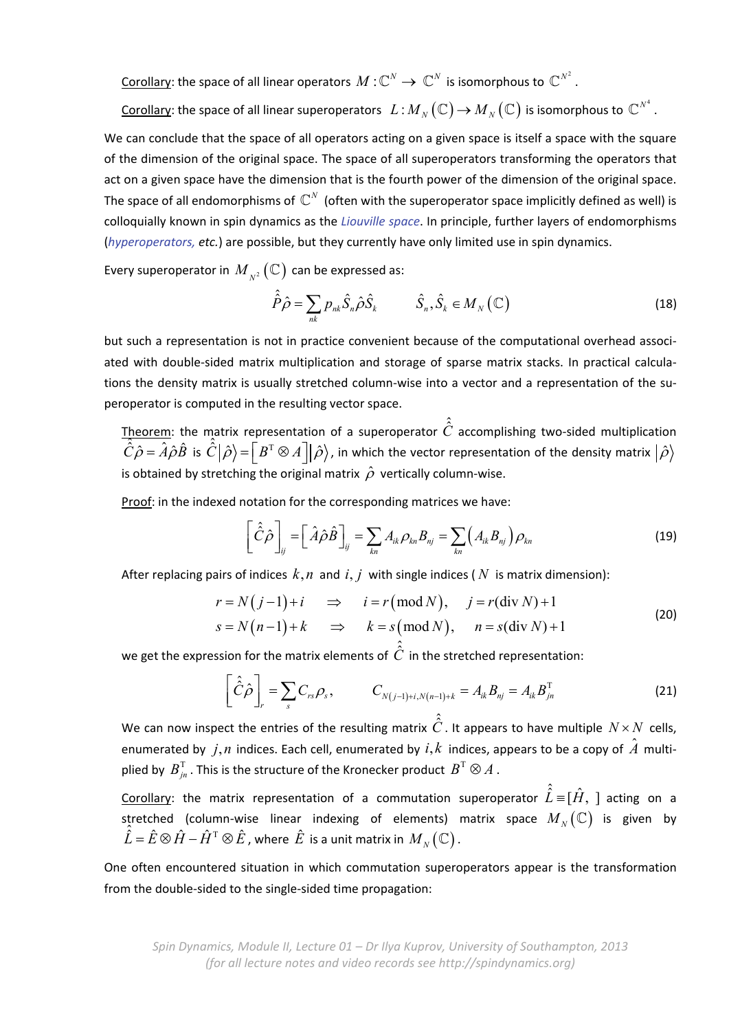Corollary: the space of all linear operators $M:\mathbb{C}^N \to \mathbb{C}^N$ is isomorphous to $\mathbb{C}^{N^2}$.

Corollary: the space of all linear superoperators $L: M_N(\mathbb{C}) \to M_N(\mathbb{C})$ is isomorphous to $\mathbb{C}^{N^4}$.

We can conclude that the space of all operators acting on a given space is itself a space with the square of the dimension of the original space. The space of all superoperators transforming the operators that act on a given space have the dimension that is the fourth power of the dimension of the original space. The space of all endomorphisms of $\mathbb{C}^N$ (often with the superoperator space implicitly defined as well) is colloquially known in spin dynamics as the *Liouville space*. In principle, further layers of endomorphisms (*hyperoperators, etc.*) are possible, but they currently have only limited use in spin dynamics.

Every superoperator in $M_{N^2}(\mathbb{C})$ can be expressed as:

$$\hat{\hat{P}}\hat{\rho} = \sum_{nk} p_{nk} \hat{S}_n \hat{\rho} \hat{S}_k \qquad \hat{S}_n, \hat{S}_k \in M_N(\mathbb{C}) \tag{18}$$

but such a representation is not in practice convenient because of the computational overhead associated with double-sided matrix multiplication and storage of sparse matrix stacks. In practical calculations the density matrix is usually stretched column-wise into a vector and a representation of the superoperator is computed in the resulting vector space.

Theorem: the matrix representation of a superoperator $\hat{\hat{C}}$ accomplishing two-sided multiplication $\hat{\hat{C}}\hat{\rho} = \hat{A}\hat{\rho}\hat{B}$ is $\hat{\hat{C}}\left|\hat{\rho}\right\rangle = \left[B^{\mathrm{T}} \otimes A\right]\left|\hat{\rho}\right\rangle$, in which the vector representation of the density matrix $\left|\hat{\rho}\right\rangle$ is obtained by stretching the original matrix $\hat{\rho}$ vertically column-wise.

Proof: in the indexed notation for the corresponding matrices we have:

$$\left[\hat{\hat{C}}\hat{\rho}\right]_{ij} = \left[\hat{A}\hat{\rho}\hat{B}\right]_{ij} = \sum_{kn} A_{ik}\rho_{kn}B_{nj} = \sum_{kn}\left(A_{ik}B_{nj}\right)\rho_{kn} \tag{19}$$

After replacing pairs of indices $k,n$ and $i,j$ with single indices ($N$ is matrix dimension):

$$\begin{aligned} r = N(j-1)+i \quad &\Rightarrow \quad i = r(\mathrm{mod}\,N), \quad j = r(\mathrm{div}\,N)+1 \\ s = N(n-1)+k \quad &\Rightarrow \quad k = s(\mathrm{mod}\,N), \quad n = s(\mathrm{div}\,N)+1 \end{aligned} \tag{20}$$

we get the expression for the matrix elements of $\hat{\hat{C}}$ in the stretched representation:

$$\left[\hat{\hat{C}}\hat{\rho}\right]_r = \sum_s C_{rs}\rho_s, \qquad C_{N(j-1)+i,N(n-1)+k} = A_{ik}B_{nj} = A_{ik}B^{\mathrm{T}}_{jn} \tag{21}$$

We can now inspect the entries of the resulting matrix $\hat{\hat{C}}$. It appears to have multiple $N\times N$ cells, enumerated by $j,n$ indices. Each cell, enumerated by $i,k$ indices, appears to be a copy of $\hat{A}$ multiplied by $B^{\mathrm{T}}_{jn}$. This is the structure of the Kronecker product $B^{\mathrm{T}} \otimes A$.

Corollary: the matrix representation of a commutation superoperator $\hat{\hat{L}} \equiv [\hat{H},\ ]$ acting on a stretched (column-wise linear indexing of elements) matrix space $M_N(\mathbb{C})$ is given by $\hat{\hat{L}} = \hat{E}\otimes\hat{H} - \hat{H}^{\mathrm{T}}\otimes\hat{E}$, where $\hat{E}$ is a unit matrix in $M_N(\mathbb{C})$.

One often encountered situation in which commutation superoperators appear is the transformation from the double-sided to the single-sided time propagation: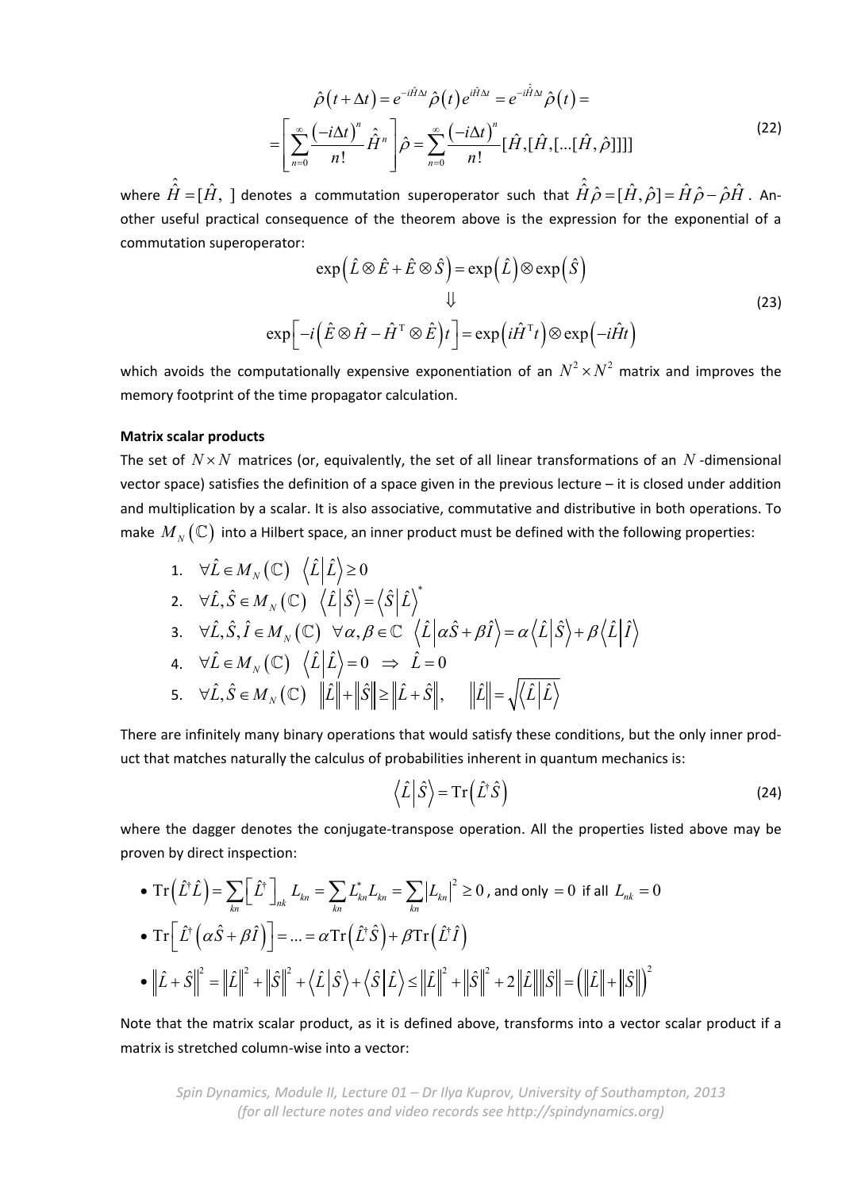$$\hat{\rho}(t+\Delta t) = e^{-i\hat{H}\Delta t}\hat{\rho}(t)e^{i\hat{H}\Delta t} = e^{-i\hat{\hat{H}}\Delta t}\hat{\rho}(t) = \\ = \left[\sum_{n=0}^{\infty}\frac{(-i\Delta t)^n}{n!}\hat{\hat{H}}^n\right]\hat{\rho} = \sum_{n=0}^{\infty}\frac{(-i\Delta t)^n}{n!}[\hat{H},[\hat{H},[...[\hat{H},\hat{\rho}]]]] \tag{22}$$

where $\hat{\hat{H}} = [\hat{H},\ ]$ denotes a commutation superoperator such that $\hat{\hat{H}}\hat{\rho} = [\hat{H},\hat{\rho}] = \hat{H}\hat{\rho} - \hat{\rho}\hat{H}$. Another useful practical consequence of the theorem above is the expression for the exponential of a commutation superoperator:

$$\exp\left(\hat{L}\otimes\hat{E} + \hat{E}\otimes\hat{S}\right) = \exp\left(\hat{L}\right)\otimes\exp\left(\hat{S}\right) \\ \Downarrow \\ \exp\left[-i\left(\hat{E}\otimes\hat{H} - \hat{H}^{\mathrm{T}}\otimes\hat{E}\right)t\right] = \exp\left(i\hat{H}^{\mathrm{T}}t\right)\otimes\exp\left(-i\hat{H}t\right) \tag{23}$$

which avoids the computationally expensive exponentiation of an $N^2\times N^2$ matrix and improves the memory footprint of the time propagator calculation.

**Matrix scalar products**

The set of $N\times N$ matrices (or, equivalently, the set of all linear transformations of an $N$-dimensional vector space) satisfies the definition of a space given in the previous lecture – it is closed under addition and multiplication by a scalar. It is also associative, commutative and distributive in both operations. To make $M_N(\mathbb{C})$ into a Hilbert space, an inner product must be defined with the following properties:

1. $\forall\hat{L}\in M_N(\mathbb{C})\quad \langle\hat{L}|\hat{L}\rangle \geq 0$
2. $\forall\hat{L},\hat{S}\in M_N(\mathbb{C})\quad \langle\hat{L}|\hat{S}\rangle = \langle\hat{S}|\hat{L}\rangle^*$
3. $\forall\hat{L},\hat{S},\hat{I}\in M_N(\mathbb{C})\quad \forall\alpha,\beta\in\mathbb{C}\quad \langle\hat{L}|\alpha\hat{S}+\beta\hat{I}\rangle = \alpha\langle\hat{L}|\hat{S}\rangle + \beta\langle\hat{L}|\hat{I}\rangle$
4. $\forall\hat{L}\in M_N(\mathbb{C})\quad \langle\hat{L}|\hat{L}\rangle = 0 \;\Rightarrow\; \hat{L} = 0$
5. $\forall\hat{L},\hat{S}\in M_N(\mathbb{C})\quad \|\hat{L}\| + \|\hat{S}\| \geq \|\hat{L}+\hat{S}\|, \qquad \|\hat{L}\| = \sqrt{\langle\hat{L}|\hat{L}\rangle}$

There are infinitely many binary operations that would satisfy these conditions, but the only inner product that matches naturally the calculus of probabilities inherent in quantum mechanics is:

$$\langle\hat{L}|\hat{S}\rangle = \mathrm{Tr}\left(\hat{L}^\dagger\hat{S}\right) \tag{24}$$

where the dagger denotes the conjugate-transpose operation. All the properties listed above may be proven by direct inspection:

- $\mathrm{Tr}\left(\hat{L}^\dagger\hat{L}\right) = \sum_{kn}\left[\hat{L}^\dagger\right]_{nk}L_{kn} = \sum_{kn}L_{kn}^*L_{kn} = \sum_{kn}|L_{kn}|^2 \geq 0$, and only $=0$ if all $L_{nk}=0$
- $\mathrm{Tr}\left[\hat{L}^\dagger\left(\alpha\hat{S}+\beta\hat{I}\right)\right] = ... = \alpha\mathrm{Tr}\left(\hat{L}^\dagger\hat{S}\right) + \beta\mathrm{Tr}\left(\hat{L}^\dagger\hat{I}\right)$
- $\|\hat{L}+\hat{S}\|^2 = \|\hat{L}\|^2 + \|\hat{S}\|^2 + \langle\hat{L}|\hat{S}\rangle + \langle\hat{S}|\hat{L}\rangle \leq \|\hat{L}\|^2 + \|\hat{S}\|^2 + 2\|\hat{L}\|\|\hat{S}\| = \left(\|\hat{L}\| + \|\hat{S}\|\right)^2$

Note that the matrix scalar product, as it is defined above, transforms into a vector scalar product if a matrix is stretched column-wise into a vector: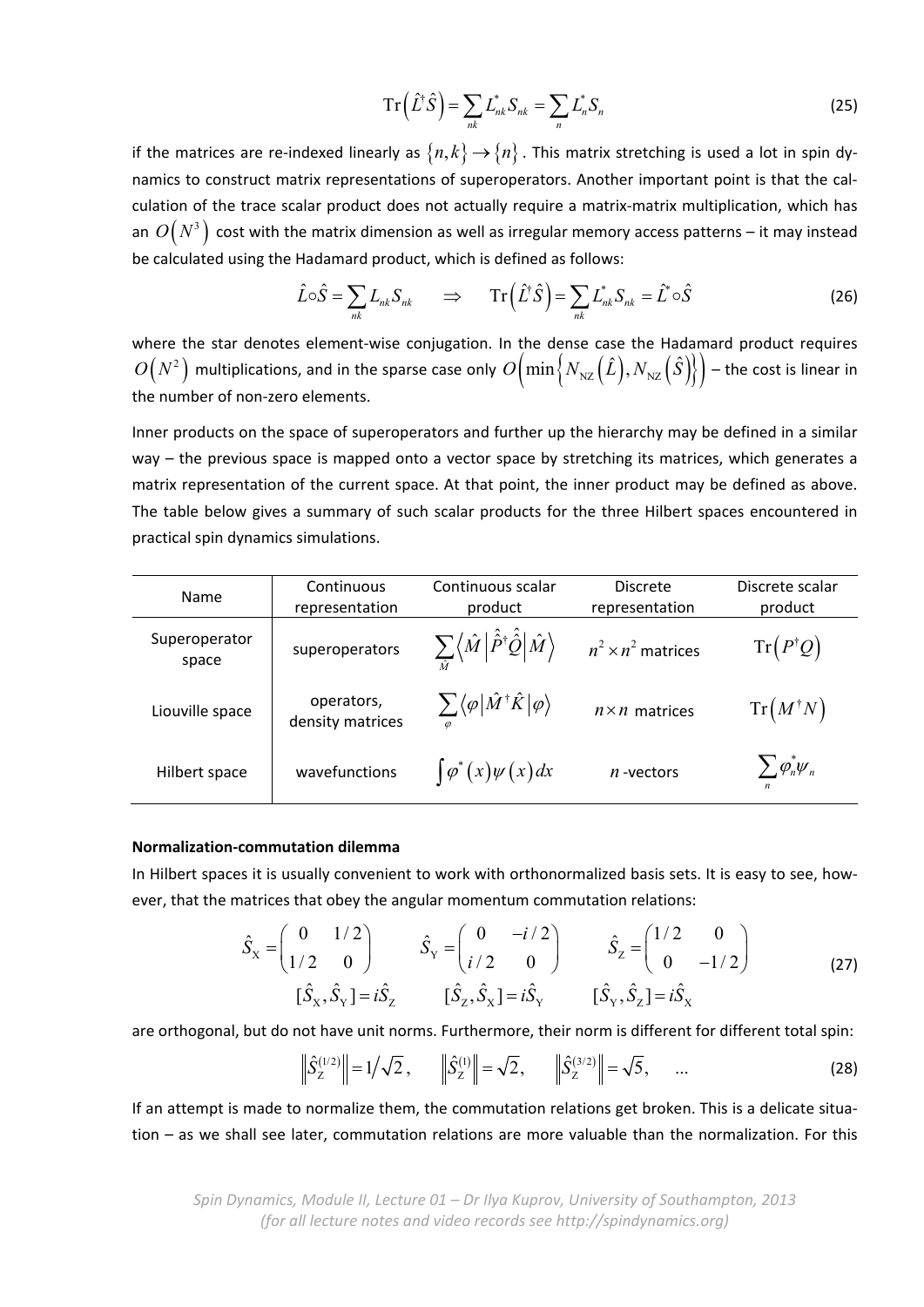$$\mathrm{Tr}\left(\hat{L}^{\dagger}\hat{S}\right)=\sum_{nk}L_{nk}^{*}S_{nk}=\sum_{n}L_{n}^{*}S_{n} \tag{25}$$

if the matrices are re-indexed linearly as $\{n,k\}\to\{n\}$. This matrix stretching is used a lot in spin dynamics to construct matrix representations of superoperators. Another important point is that the calculation of the trace scalar product does not actually require a matrix-matrix multiplication, which has an $O\left(N^{3}\right)$ cost with the matrix dimension as well as irregular memory access patterns – it may instead be calculated using the Hadamard product, which is defined as follows:

$$\hat{L}\circ\hat{S}=\sum_{nk}L_{nk}S_{nk} \qquad \Rightarrow \qquad \mathrm{Tr}\left(\hat{L}^{\dagger}\hat{S}\right)=\sum_{nk}L_{nk}^{*}S_{nk}=\hat{L}^{*}\circ\hat{S} \tag{26}$$

where the star denotes element-wise conjugation. In the dense case the Hadamard product requires $O\left(N^{2}\right)$ multiplications, and in the sparse case only $O\left(\min\left\{N_{\mathrm{NZ}}\left(\hat{L}\right),N_{\mathrm{NZ}}\left(\hat{S}\right)\right\}\right)$ – the cost is linear in the number of non-zero elements.

Inner products on the space of superoperators and further up the hierarchy may be defined in a similar way – the previous space is mapped onto a vector space by stretching its matrices, which generates a matrix representation of the current space. At that point, the inner product may be defined as above. The table below gives a summary of such scalar products for the three Hilbert spaces encountered in practical spin dynamics simulations.

| Name | Continuous representation | Continuous scalar product | Discrete representation | Discrete scalar product |
|---|---|---|---|---|
| Superoperator space | superoperators | $\sum_{\hat{M}}\left\langle\hat{M}\left\|\hat{\hat{P}}^{\dagger}\hat{\hat{Q}}\right\|\hat{M}\right\rangle$ | $n^{2}\times n^{2}$ matrices | $\mathrm{Tr}\left(P^{\dagger}Q\right)$ |
| Liouville space | operators, density matrices | $\sum_{\varphi}\left\langle\varphi\left\|\hat{M}^{\dagger}\hat{K}\right\|\varphi\right\rangle$ | $n\times n$ matrices | $\mathrm{Tr}\left(M^{\dagger}N\right)$ |
| Hilbert space | wavefunctions | $\int\varphi^{*}(x)\psi(x)dx$ | $n$-vectors | $\sum_{n}\varphi_{n}^{*}\psi_{n}$ |

**Normalization-commutation dilemma**

In Hilbert spaces it is usually convenient to work with orthonormalized basis sets. It is easy to see, however, that the matrices that obey the angular momentum commutation relations:

$$\begin{gathered}\hat{S}_{\mathrm{X}}=\begin{pmatrix}0 & 1/2\\ 1/2 & 0\end{pmatrix} \qquad \hat{S}_{\mathrm{Y}}=\begin{pmatrix}0 & -i/2\\ i/2 & 0\end{pmatrix} \qquad \hat{S}_{\mathrm{Z}}=\begin{pmatrix}1/2 & 0\\ 0 & -1/2\end{pmatrix}\\ [\hat{S}_{\mathrm{X}},\hat{S}_{\mathrm{Y}}]=i\hat{S}_{\mathrm{Z}} \qquad [\hat{S}_{\mathrm{Z}},\hat{S}_{\mathrm{X}}]=i\hat{S}_{\mathrm{Y}} \qquad [\hat{S}_{\mathrm{Y}},\hat{S}_{\mathrm{Z}}]=i\hat{S}_{\mathrm{X}}\end{gathered} \tag{27}$$

are orthogonal, but do not have unit norms. Furthermore, their norm is different for different total spin:

$$\left\|\hat{S}_{\mathrm{Z}}^{(1/2)}\right\|=1/\sqrt{2}, \qquad \left\|\hat{S}_{\mathrm{Z}}^{(1)}\right\|=\sqrt{2}, \qquad \left\|\hat{S}_{\mathrm{Z}}^{(3/2)}\right\|=\sqrt{5}, \qquad \ldots \tag{28}$$

If an attempt is made to normalize them, the commutation relations get broken. This is a delicate situation – as we shall see later, commutation relations are more valuable than the normalization. For this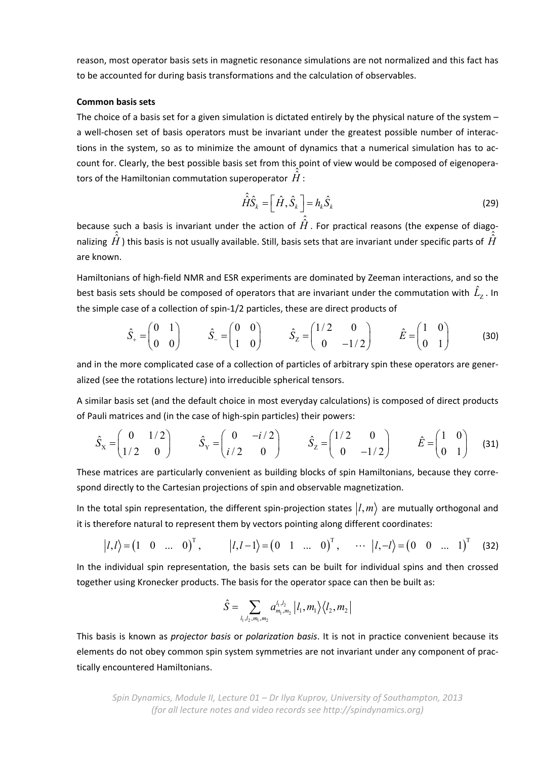reason, most operator basis sets in magnetic resonance simulations are not normalized and this fact has to be accounted for during basis transformations and the calculation of observables.

**Common basis sets**

The choice of a basis set for a given simulation is dictated entirely by the physical nature of the system – a well-chosen set of basis operators must be invariant under the greatest possible number of interactions in the system, so as to minimize the amount of dynamics that a numerical simulation has to account for. Clearly, the best possible basis set from this point of view would be composed of eigenoperators of the Hamiltonian commutation superoperator $\hat{\hat{H}}$:

$$\hat{\hat{H}}\hat{S}_k = \left[\hat{H}, \hat{S}_k\right] = h_k \hat{S}_k \tag{29}$$

because such a basis is invariant under the action of $\hat{\hat{H}}$. For practical reasons (the expense of diagonalizing $\hat{\hat{H}}$) this basis is not usually available. Still, basis sets that are invariant under specific parts of $\hat{\hat{H}}$ are known.

Hamiltonians of high-field NMR and ESR experiments are dominated by Zeeman interactions, and so the best basis sets should be composed of operators that are invariant under the commutation with $\hat{L}_Z$. In the simple case of a collection of spin-1/2 particles, these are direct products of

$$\hat{S}_+ = \begin{pmatrix} 0 & 1 \\ 0 & 0 \end{pmatrix} \qquad \hat{S}_- = \begin{pmatrix} 0 & 0 \\ 1 & 0 \end{pmatrix} \qquad \hat{S}_Z = \begin{pmatrix} 1/2 & 0 \\ 0 & -1/2 \end{pmatrix} \qquad \hat{E} = \begin{pmatrix} 1 & 0 \\ 0 & 1 \end{pmatrix} \tag{30}$$

and in the more complicated case of a collection of particles of arbitrary spin these operators are generalized (see the rotations lecture) into irreducible spherical tensors.

A similar basis set (and the default choice in most everyday calculations) is composed of direct products of Pauli matrices and (in the case of high-spin particles) their powers:

$$\hat{S}_X = \begin{pmatrix} 0 & 1/2 \\ 1/2 & 0 \end{pmatrix} \qquad \hat{S}_Y = \begin{pmatrix} 0 & -i/2 \\ i/2 & 0 \end{pmatrix} \qquad \hat{S}_Z = \begin{pmatrix} 1/2 & 0 \\ 0 & -1/2 \end{pmatrix} \qquad \hat{E} = \begin{pmatrix} 1 & 0 \\ 0 & 1 \end{pmatrix} \tag{31}$$

These matrices are particularly convenient as building blocks of spin Hamiltonians, because they correspond directly to the Cartesian projections of spin and observable magnetization.

In the total spin representation, the different spin-projection states $|l, m\rangle$ are mutually orthogonal and it is therefore natural to represent them by vectors pointing along different coordinates:

$$|l,l\rangle = \begin{pmatrix} 1 & 0 & \ldots & 0 \end{pmatrix}^{\mathrm{T}}, \qquad |l,l-1\rangle = \begin{pmatrix} 0 & 1 & \ldots & 0 \end{pmatrix}^{\mathrm{T}}, \qquad \cdots \; |l,-l\rangle = \begin{pmatrix} 0 & 0 & \ldots & 1 \end{pmatrix}^{\mathrm{T}} \tag{32}$$

In the individual spin representation, the basis sets can be built for individual spins and then crossed together using Kronecker products. The basis for the operator space can then be built as:

$$\hat{S} = \sum_{l_1, l_2, m_1, m_2} a_{m_1, m_2}^{l_1, l_2} \left|l_1, m_1\right\rangle \left\langle l_2, m_2\right|$$

This basis is known as *projector basis* or *polarization basis*. It is not in practice convenient because its elements do not obey common spin system symmetries are not invariant under any component of practically encountered Hamiltonians.